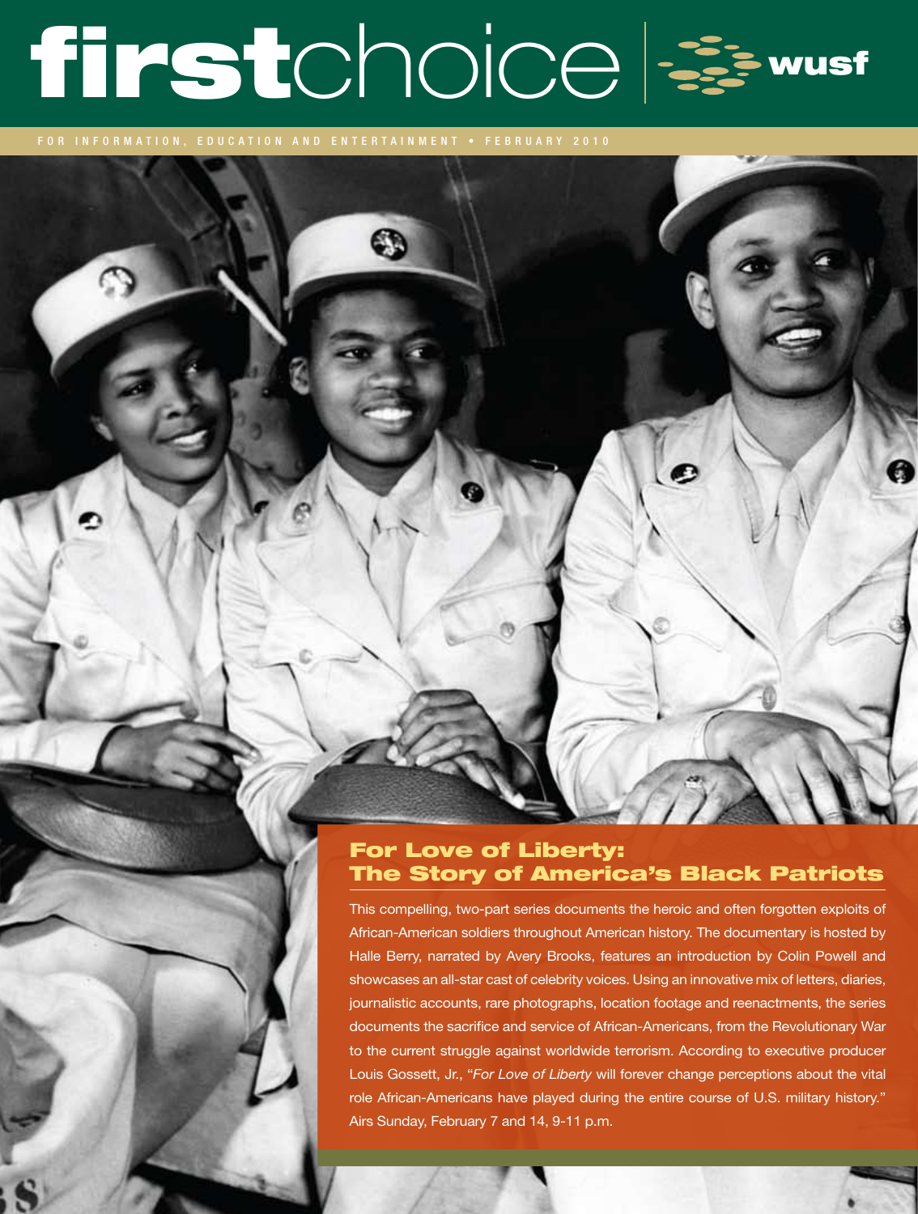# firstchoice | wusf

FOR INFORMATION, EDUCATION AND ENTERTAINMENT • FEBRUARY 2010

## For Love of Liberty: The Story of America's Black Patriots

This compelling, two-part series documents the heroic and often forgotten exploits of African-American soldiers throughout American history. The documentary is hosted by Halle Berry, narrated by Avery Brooks, features an introduction by Colin Powell and showcases an all-star cast of celebrity voices. Using an innovative mix of letters, diaries, journalistic accounts, rare photographs, location footage and reenactments, the series documents the sacrifice and service of African-Americans, from the Revolutionary War to the current struggle against worldwide terrorism. According to executive producer Louis Gossett, Jr., "*For Love of Liberty* will forever change perceptions about the vital role African-Americans have played during the entire course of U.S. military history." Airs Sunday, February 7 and 14, 9-11 p.m.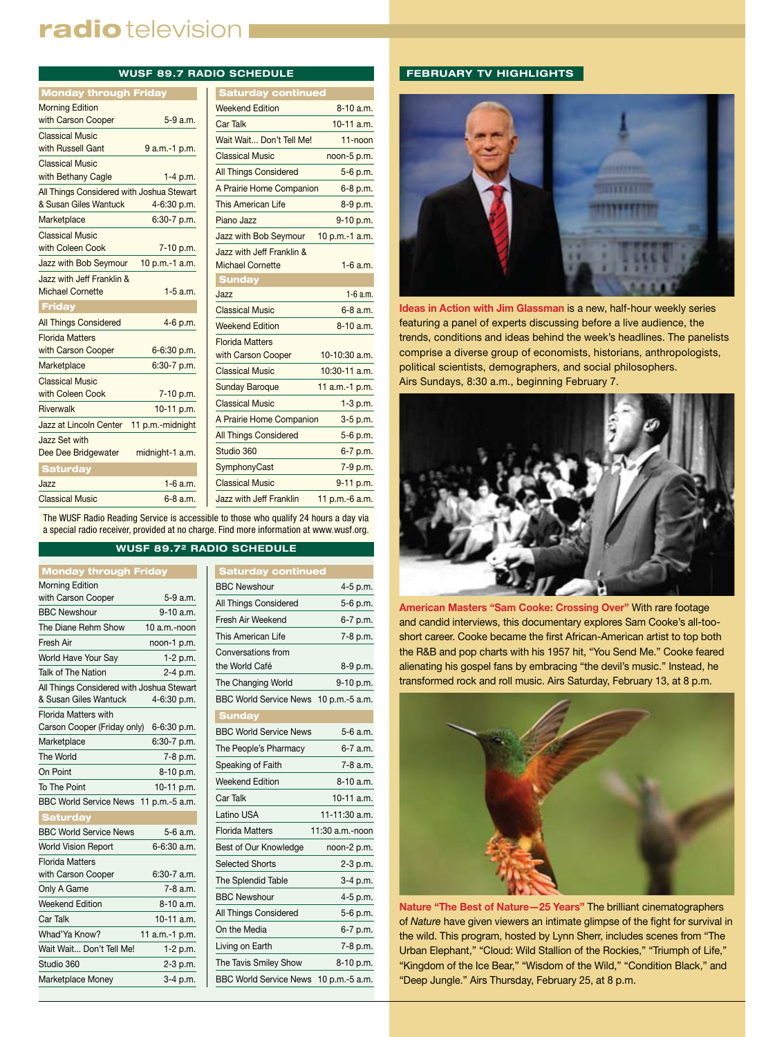# radio television

## WUSF 89.7 RADIO SCHEDULE

| Monday through Friday | |
|---|---|
| Morning Edition with Carson Cooper | 5-9 a.m. |
| Classical Music with Russell Gant | 9 a.m.-1 p.m. |
| Classical Music with Bethany Cagle | 1-4 p.m. |
| All Things Considered with Joshua Stewart & Susan Giles Wantuck | 4-6:30 p.m. |
| Marketplace | 6:30-7 p.m. |
| Classical Music with Coleen Cook | 7-10 p.m. |
| Jazz with Bob Seymour | 10 p.m.-1 a.m. |
| Jazz with Jeff Franklin & Michael Cornette | 1-5 a.m. |
| **Friday** | |
| All Things Considered | 4-6 p.m. |
| Florida Matters with Carson Cooper | 6-6:30 p.m. |
| Marketplace | 6:30-7 p.m. |
| Classical Music with Coleen Cook | 7-10 p.m. |
| Riverwalk | 10-11 p.m. |
| Jazz at Lincoln Center | 11 p.m.-midnight |
| Jazz Set with Dee Dee Bridgewater | midnight-1 a.m. |
| **Saturday** | |
| Jazz | 1-6 a.m. |
| Classical Music | 6-8 a.m. |
| **Saturday continued** | |
| Weekend Edition | 8-10 a.m. |
| Car Talk | 10-11 a.m. |
| Wait Wait... Don't Tell Me! | 11-noon |
| Classical Music | noon-5 p.m. |
| All Things Considered | 5-6 p.m. |
| A Prairie Home Companion | 6-8 p.m. |
| This American Life | 8-9 p.m. |
| Piano Jazz | 9-10 p.m. |
| Jazz with Bob Seymour | 10 p.m.-1 a.m. |
| Jazz with Jeff Franklin & Michael Cornette | 1-6 a.m. |
| **Sunday** | |
| Jazz | 1-6 a.m. |
| Classical Music | 6-8 a.m. |
| Weekend Edition | 8-10 a.m. |
| Florida Matters with Carson Cooper | 10-10:30 a.m. |
| Classical Music | 10:30-11 a.m. |
| Sunday Baroque | 11 a.m.-1 p.m. |
| Classical Music | 1-3 p.m. |
| A Prairie Home Companion | 3-5 p.m. |
| All Things Considered | 5-6 p.m. |
| Studio 360 | 6-7 p.m. |
| SymphonyCast | 7-9 p.m. |
| Classical Music | 9-11 p.m. |
| Jazz with Jeff Franklin | 11 p.m.-6 a.m. |

The WUSF Radio Reading Service is accessible to those who qualify 24 hours a day via a special radio receiver, provided at no charge. Find more information at www.wusf.org.

## WUSF 89.7² RADIO SCHEDULE

| Monday through Friday | |
|---|---|
| Morning Edition with Carson Cooper | 5-9 a.m. |
| BBC Newshour | 9-10 a.m. |
| The Diane Rehm Show | 10 a.m.-noon |
| Fresh Air | noon-1 p.m. |
| World Have Your Say | 1-2 p.m. |
| Talk of The Nation | 2-4 p.m. |
| All Things Considered with Joshua Stewart & Susan Giles Wantuck | 4-6:30 p.m. |
| Florida Matters with Carson Cooper (Friday only) | 6-6:30 p.m. |
| Marketplace | 6:30-7 p.m. |
| The World | 7-8 p.m. |
| On Point | 8-10 p.m. |
| To The Point | 10-11 p.m. |
| BBC World Service News | 11 p.m.-5 a.m. |
| **Saturday** | |
| BBC World Service News | 5-6 a.m. |
| World Vision Report | 6-6:30 a.m. |
| Florida Matters with Carson Cooper | 6:30-7 a.m. |
| Only A Game | 7-8 a.m. |
| Weekend Edition | 8-10 a.m. |
| Car Talk | 10-11 a.m. |
| Whad'Ya Know? | 11 a.m.-1 p.m. |
| Wait Wait... Don't Tell Me! | 1-2 p.m. |
| Studio 360 | 2-3 p.m. |
| Marketplace Money | 3-4 p.m. |
| **Saturday continued** | |
| BBC Newshour | 4-5 p.m. |
| All Things Considered | 5-6 p.m. |
| Fresh Air Weekend | 6-7 p.m. |
| This American Life | 7-8 p.m. |
| Conversations from the World Café | 8-9 p.m. |
| The Changing World | 9-10 p.m. |
| BBC World Service News | 10 p.m.-5 a.m. |
| **Sunday** | |
| BBC World Service News | 5-6 a.m. |
| The People's Pharmacy | 6-7 a.m. |
| Speaking of Faith | 7-8 a.m. |
| Weekend Edition | 8-10 a.m. |
| Car Talk | 10-11 a.m. |
| Latino USA | 11-11:30 a.m. |
| Florida Matters | 11:30 a.m.-noon |
| Best of Our Knowledge | noon-2 p.m. |
| Selected Shorts | 2-3 p.m. |
| The Splendid Table | 3-4 p.m. |
| BBC Newshour | 4-5 p.m. |
| All Things Considered | 5-6 p.m. |
| On the Media | 6-7 p.m. |
| Living on Earth | 7-8 p.m. |
| The Tavis Smiley Show | 8-10 p.m. |
| BBC World Service News | 10 p.m.-5 a.m. |

## FEBRUARY TV HIGHLIGHTS

**Ideas in Action with Jim Glassman** is a new, half-hour weekly series featuring a panel of experts discussing before a live audience, the trends, conditions and ideas behind the week's headlines. The panelists comprise a diverse group of economists, historians, anthropologists, political scientists, demographers, and social philosophers. Airs Sundays, 8:30 a.m., beginning February 7.

**American Masters "Sam Cooke: Crossing Over"** With rare footage and candid interviews, this documentary explores Sam Cooke's all-too-short career. Cooke became the first African-American artist to top both the R&B and pop charts with his 1957 hit, "You Send Me." Cooke feared alienating his gospel fans by embracing "the devil's music." Instead, he transformed rock and roll music. Airs Saturday, February 13, at 8 p.m.

**Nature "The Best of Nature—25 Years"** The brilliant cinematographers of *Nature* have given viewers an intimate glimpse of the fight for survival in the wild. This program, hosted by Lynn Sherr, includes scenes from "The Urban Elephant," "Cloud: Wild Stallion of the Rockies," "Triumph of Life," "Kingdom of the Ice Bear," "Wisdom of the Wild," "Condition Black," and "Deep Jungle." Airs Thursday, February 25, at 8 p.m.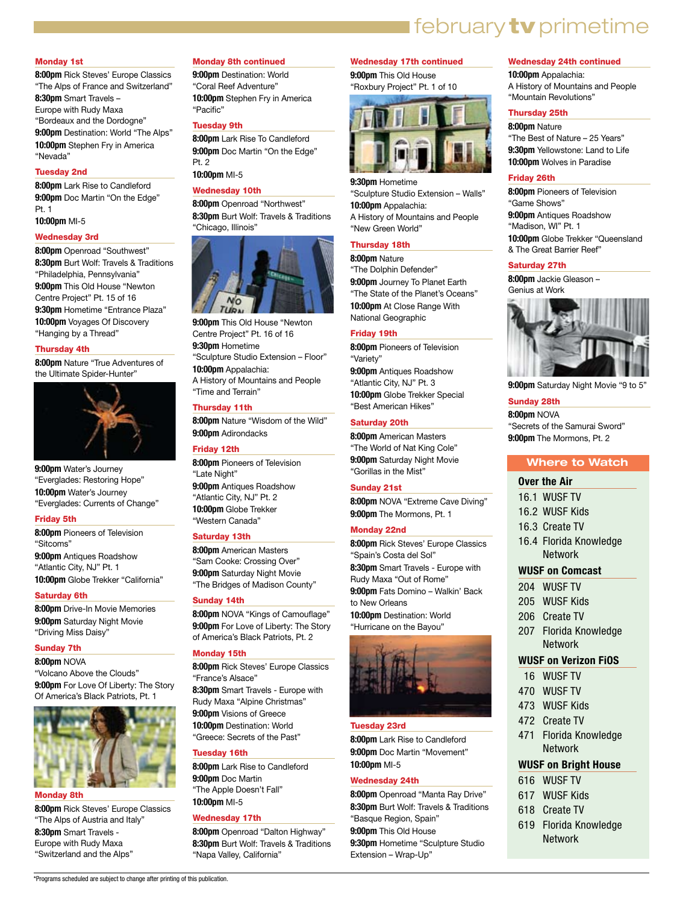# february tv primetime

### Monday 1st

**8:00pm** Rick Steves' Europe Classics "The Alps of France and Switzerland"
**8:30pm** Smart Travels – Europe with Rudy Maxa "Bordeaux and the Dordogne"
**9:00pm** Destination: World "The Alps"
**10:00pm** Stephen Fry in America "Nevada"

### Tuesday 2nd

**8:00pm** Lark Rise to Candleford
**9:00pm** Doc Martin "On the Edge" Pt. 1
**10:00pm** MI-5

### Wednesday 3rd

**8:00pm** Openroad "Southwest"
**8:30pm** Burt Wolf: Travels & Traditions "Philadelphia, Pennsylvania"
**9:00pm** This Old House "Newton Centre Project" Pt. 15 of 16
**9:30pm** Hometime "Entrance Plaza"
**10:00pm** Voyages Of Discovery "Hanging by a Thread"

### Thursday 4th

**8:00pm** Nature "True Adventures of the Ultimate Spider-Hunter"
**9:00pm** Water's Journey "Everglades: Restoring Hope"
**10:00pm** Water's Journey "Everglades: Currents of Change"

### Friday 5th

**8:00pm** Pioneers of Television "Sitcoms"
**9:00pm** Antiques Roadshow "Atlantic City, NJ" Pt. 1
**10:00pm** Globe Trekker "California"

### Saturday 6th

**8:00pm** Drive-In Movie Memories
**9:00pm** Saturday Night Movie "Driving Miss Daisy"

### Sunday 7th

**8:00pm** NOVA "Volcano Above the Clouds"
**9:00pm** For Love Of Liberty: The Story Of America's Black Patriots, Pt. 1

### Monday 8th

**8:00pm** Rick Steves' Europe Classics "The Alps of Austria and Italy"
**8:30pm** Smart Travels - Europe with Rudy Maxa "Switzerland and the Alps"

### Monday 8th continued

**9:00pm** Destination: World "Coral Reef Adventure"
**10:00pm** Stephen Fry in America "Pacific"

### Tuesday 9th

**8:00pm** Lark Rise To Candleford
**9:00pm** Doc Martin "On the Edge" Pt. 2
**10:00pm** MI-5

### Wednesday 10th

**8:00pm** Openroad "Northwest"
**8:30pm** Burt Wolf: Travels & Traditions "Chicago, Illinois"
**9:00pm** This Old House "Newton Centre Project" Pt. 16 of 16
**9:30pm** Hometime "Sculpture Studio Extension – Floor"
**10:00pm** Appalachia: A History of Mountains and People "Time and Terrain"

### Thursday 11th

**8:00pm** Nature "Wisdom of the Wild"
**9:00pm** Adirondacks

### Friday 12th

**8:00pm** Pioneers of Television "Late Night"
**9:00pm** Antiques Roadshow "Atlantic City, NJ" Pt. 2
**10:00pm** Globe Trekker "Western Canada"

### Saturday 13th

**8:00pm** American Masters "Sam Cooke: Crossing Over"
**9:00pm** Saturday Night Movie "The Bridges of Madison County"

### Sunday 14th

**8:00pm** NOVA "Kings of Camouflage"
**9:00pm** For Love of Liberty: The Story of America's Black Patriots, Pt. 2

### Monday 15th

**8:00pm** Rick Steves' Europe Classics "France's Alsace"
**8:30pm** Smart Travels - Europe with Rudy Maxa "Alpine Christmas"
**9:00pm** Visions of Greece
**10:00pm** Destination: World "Greece: Secrets of the Past"

### Tuesday 16th

**8:00pm** Lark Rise to Candleford
**9:00pm** Doc Martin "The Apple Doesn't Fall"
**10:00pm** MI-5

### Wednesday 17th

**8:00pm** Openroad "Dalton Highway"
**8:30pm** Burt Wolf: Travels & Traditions "Napa Valley, California"

### Wednesday 17th continued

**9:00pm** This Old House "Roxbury Project" Pt. 1 of 10
**9:30pm** Hometime "Sculpture Studio Extension – Walls"
**10:00pm** Appalachia: A History of Mountains and People "New Green World"

### Thursday 18th

**8:00pm** Nature "The Dolphin Defender"
**9:00pm** Journey To Planet Earth "The State of the Planet's Oceans"
**10:00pm** At Close Range With National Geographic

### Friday 19th

**8:00pm** Pioneers of Television "Variety"
**9:00pm** Antiques Roadshow "Atlantic City, NJ" Pt. 3
**10:00pm** Globe Trekker Special "Best American Hikes"

### Saturday 20th

**8:00pm** American Masters "The World of Nat King Cole"
**9:00pm** Saturday Night Movie "Gorillas in the Mist"

### Sunday 21st

**8:00pm** NOVA "Extreme Cave Diving"
**9:00pm** The Mormons, Pt. 1

### Monday 22nd

**8:00pm** Rick Steves' Europe Classics "Spain's Costa del Sol"
**8:30pm** Smart Travels - Europe with Rudy Maxa "Out of Rome"
**9:00pm** Fats Domino – Walkin' Back to New Orleans
**10:00pm** Destination: World "Hurricane on the Bayou"

### Tuesday 23rd

**8:00pm** Lark Rise to Candleford
**9:00pm** Doc Martin "Movement"
**10:00pm** MI-5

### Wednesday 24th

**8:00pm** Openroad "Manta Ray Drive"
**8:30pm** Burt Wolf: Travels & Traditions "Basque Region, Spain"
**9:00pm** This Old House
**9:30pm** Hometime "Sculpture Studio Extension – Wrap-Up"

### Wednesday 24th continued

**10:00pm** Appalachia: A History of Mountains and People "Mountain Revolutions"

### Thursday 25th

**8:00pm** Nature "The Best of Nature – 25 Years"
**9:30pm** Yellowstone: Land to Life
**10:00pm** Wolves in Paradise

### Friday 26th

**8:00pm** Pioneers of Television "Game Shows"
**9:00pm** Antiques Roadshow "Madison, WI" Pt. 1
**10:00pm** Globe Trekker "Queensland & The Great Barrier Reef"

### Saturday 27th

**8:00pm** Jackie Gleason – Genius at Work
**9:00pm** Saturday Night Movie "9 to 5"

### Sunday 28th

**8:00pm** NOVA "Secrets of the Samurai Sword"
**9:00pm** The Mormons, Pt. 2

## Where to Watch

**Over the Air**
16.1 WUSF TV
16.2 WUSF Kids
16.3 Create TV
16.4 Florida Knowledge Network

**WUSF on Comcast**
204 WUSF TV
205 WUSF Kids
206 Create TV
207 Florida Knowledge Network

**WUSF on Verizon FiOS**
16 WUSF TV
470 WUSF TV
473 WUSF Kids
472 Create TV
471 Florida Knowledge Network

**WUSF on Bright House**
616 WUSF TV
617 WUSF Kids
618 Create TV
619 Florida Knowledge Network

*Programs scheduled are subject to change after printing of this publication.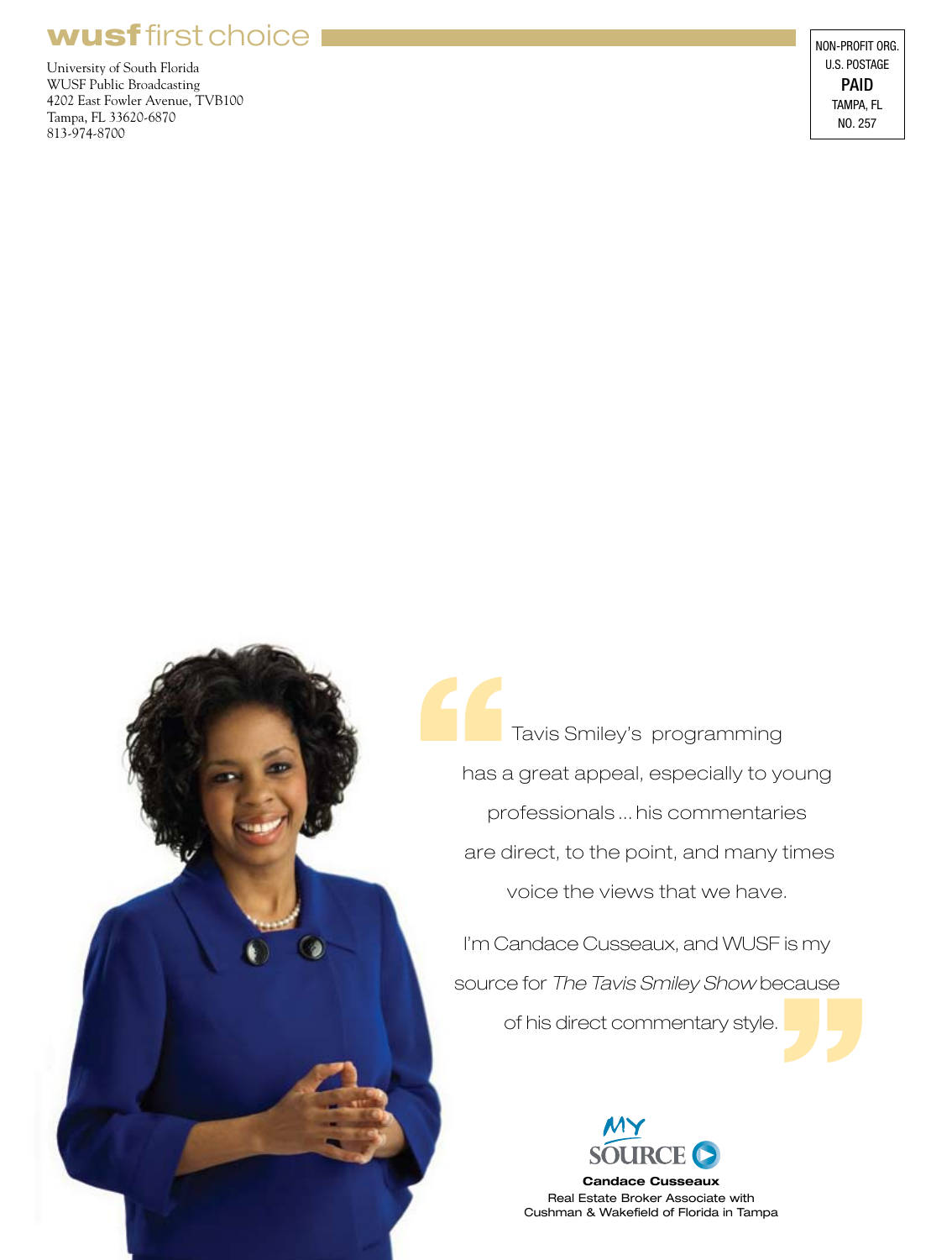**wusf** first choice

University of South Florida
WUSF Public Broadcasting
4202 East Fowler Avenue, TVB100
Tampa, FL 33620-6870
813-974-8700

NON-PROFIT ORG.
U.S. POSTAGE
**PAID**
TAMPA, FL
NO. 257

"Tavis Smiley's programming has a great appeal, especially to young professionals ... his commentaries are direct, to the point, and many times voice the views that we have.

I'm Candace Cusseaux, and WUSF is my source for *The Tavis Smiley Show* because of his direct commentary style."

MY SOURCE

**Candace Cusseaux**
Real Estate Broker Associate with
Cushman & Wakefield of Florida in Tampa